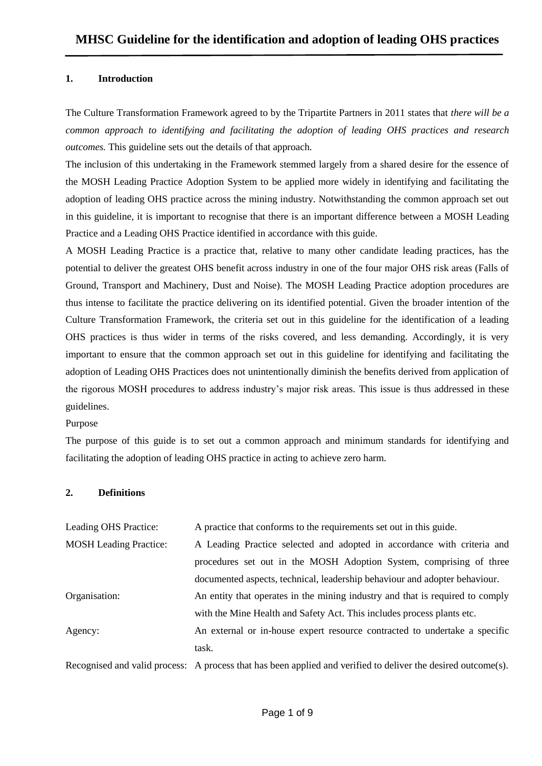# MHSC Guideline for the identification and adoption of leading OHS practices

## 1. Introduction

The Culture Transformation Framework agreed to by the Tripartite Partners in 2011 states that *there will be a common approach to identifying and facilitating the adoption of leading OHS practices and research outcomes.* This guideline sets out the details of that approach.

The inclusion of this undertaking in the Framework stemmed largely from a shared desire for the essence of the MOSH Leading Practice Adoption System to be applied more widely in identifying and facilitating the adoption of leading OHS practice across the mining industry. Notwithstanding the common approach set out in this guideline, it is important to recognise that there is an important difference between a MOSH Leading Practice and a Leading OHS Practice identified in accordance with this guide.

A MOSH Leading Practice is a practice that, relative to many other candidate leading practices, has the potential to deliver the greatest OHS benefit across industry in one of the four major OHS risk areas (Falls of Ground, Transport and Machinery, Dust and Noise). The MOSH Leading Practice adoption procedures are thus intense to facilitate the practice delivering on its identified potential. Given the broader intention of the Culture Transformation Framework, the criteria set out in this guideline for the identification of a leading OHS practices is thus wider in terms of the risks covered, and less demanding. Accordingly, it is very important to ensure that the common approach set out in this guideline for identifying and facilitating the adoption of Leading OHS Practices does not unintentionally diminish the benefits derived from application of the rigorous MOSH procedures to address industry's major risk areas. This issue is thus addressed in these guidelines.

Purpose

The purpose of this guide is to set out a common approach and minimum standards for identifying and facilitating the adoption of leading OHS practice in acting to achieve zero harm.

## 2. Definitions

| | |
|---|---|
| Leading OHS Practice: | A practice that conforms to the requirements set out in this guide. |
| MOSH Leading Practice: | A Leading Practice selected and adopted in accordance with criteria and procedures set out in the MOSH Adoption System, comprising of three documented aspects, technical, leadership behaviour and adopter behaviour. |
| Organisation: | An entity that operates in the mining industry and that is required to comply with the Mine Health and Safety Act. This includes process plants etc. |
| Agency: | An external or in-house expert resource contracted to undertake a specific task. |
| Recognised and valid process: | A process that has been applied and verified to deliver the desired outcome(s). |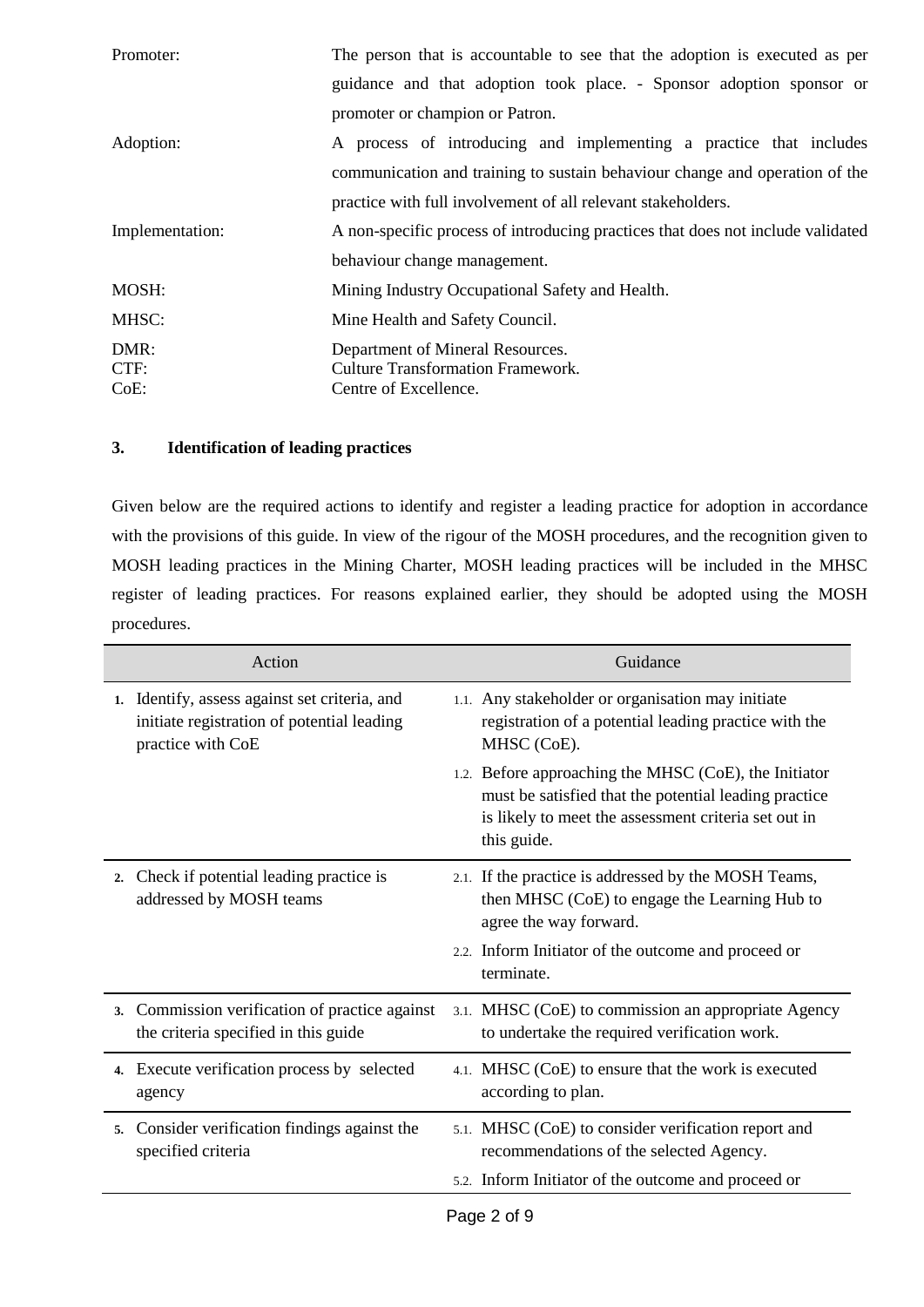| | |
|---|---|
| Promoter: | The person that is accountable to see that the adoption is executed as per guidance and that adoption took place. - Sponsor adoption sponsor or promoter or champion or Patron. |
| Adoption: | A process of introducing and implementing a practice that includes communication and training to sustain behaviour change and operation of the practice with full involvement of all relevant stakeholders. |
| Implementation: | A non-specific process of introducing practices that does not include validated behaviour change management. |
| MOSH: | Mining Industry Occupational Safety and Health. |
| MHSC: | Mine Health and Safety Council. |
| DMR: | Department of Mineral Resources. |
| CTF: | Culture Transformation Framework. |
| CoE: | Centre of Excellence. |

## 3. Identification of leading practices

Given below are the required actions to identify and register a leading practice for adoption in accordance with the provisions of this guide. In view of the rigour of the MOSH procedures, and the recognition given to MOSH leading practices in the Mining Charter, MOSH leading practices will be included in the MHSC register of leading practices. For reasons explained earlier, they should be adopted using the MOSH procedures.

| Action | Guidance |
|---|---|
| 1. Identify, assess against set criteria, and initiate registration of potential leading practice with CoE | 1.1. Any stakeholder or organisation may initiate registration of a potential leading practice with the MHSC (CoE). |
| | 1.2. Before approaching the MHSC (CoE), the Initiator must be satisfied that the potential leading practice is likely to meet the assessment criteria set out in this guide. |
| 2. Check if potential leading practice is addressed by MOSH teams | 2.1. If the practice is addressed by the MOSH Teams, then MHSC (CoE) to engage the Learning Hub to agree the way forward. |
| | 2.2. Inform Initiator of the outcome and proceed or terminate. |
| 3. Commission verification of practice against the criteria specified in this guide | 3.1. MHSC (CoE) to commission an appropriate Agency to undertake the required verification work. |
| 4. Execute verification process by selected agency | 4.1. MHSC (CoE) to ensure that the work is executed according to plan. |
| 5. Consider verification findings against the specified criteria | 5.1. MHSC (CoE) to consider verification report and recommendations of the selected Agency. |
| | 5.2. Inform Initiator of the outcome and proceed or |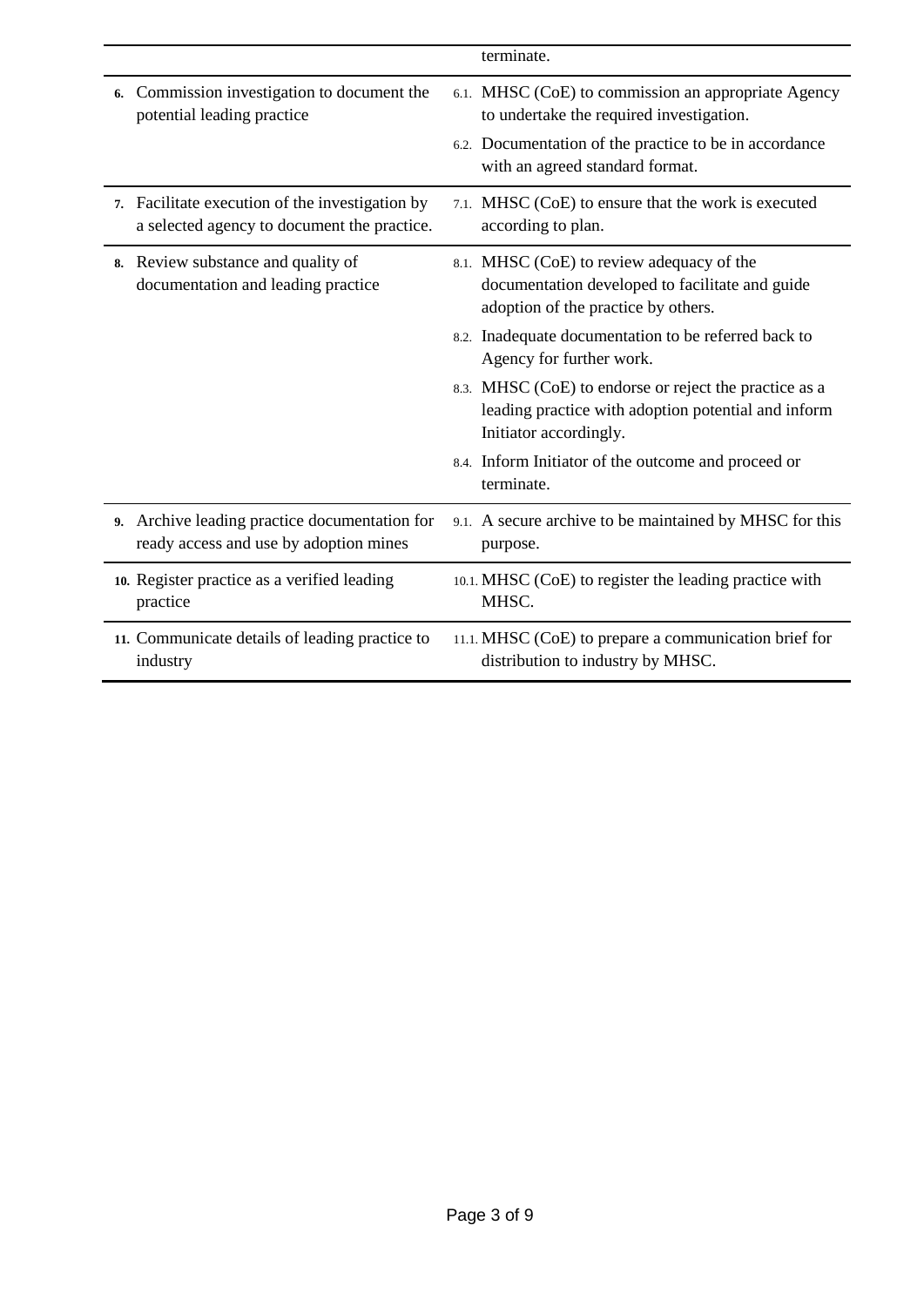| | |
|---|---|
| | terminate. |
| 6. Commission investigation to document the potential leading practice | 6.1. MHSC (CoE) to commission an appropriate Agency to undertake the required investigation.<br>6.2. Documentation of the practice to be in accordance with an agreed standard format. |
| 7. Facilitate execution of the investigation by a selected agency to document the practice. | 7.1. MHSC (CoE) to ensure that the work is executed according to plan. |
| 8. Review substance and quality of documentation and leading practice | 8.1. MHSC (CoE) to review adequacy of the documentation developed to facilitate and guide adoption of the practice by others.<br>8.2. Inadequate documentation to be referred back to Agency for further work.<br>8.3. MHSC (CoE) to endorse or reject the practice as a leading practice with adoption potential and inform Initiator accordingly.<br>8.4. Inform Initiator of the outcome and proceed or terminate. |
| 9. Archive leading practice documentation for ready access and use by adoption mines | 9.1. A secure archive to be maintained by MHSC for this purpose. |
| 10. Register practice as a verified leading practice | 10.1. MHSC (CoE) to register the leading practice with MHSC. |
| 11. Communicate details of leading practice to industry | 11.1. MHSC (CoE) to prepare a communication brief for distribution to industry by MHSC. |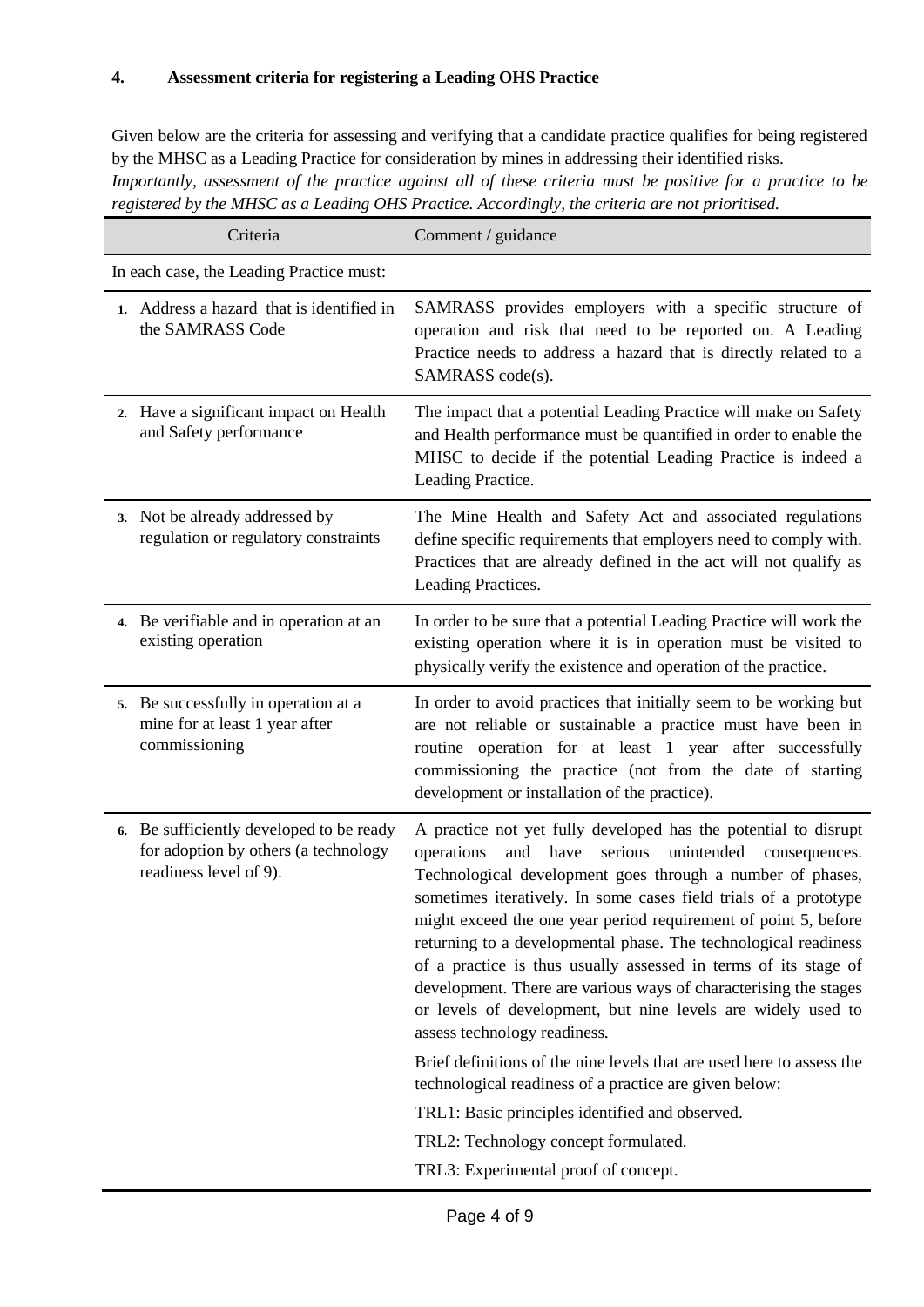## 4. Assessment criteria for registering a Leading OHS Practice

Given below are the criteria for assessing and verifying that a candidate practice qualifies for being registered by the MHSC as a Leading Practice for consideration by mines in addressing their identified risks.

*Importantly, assessment of the practice against all of these criteria must be positive for a practice to be registered by the MHSC as a Leading OHS Practice. Accordingly, the criteria are not prioritised.*

| Criteria | Comment / guidance |
|---|---|
| In each case, the Leading Practice must: | |
| 1. Address a hazard that is identified in the SAMRASS Code | SAMRASS provides employers with a specific structure of operation and risk that need to be reported on. A Leading Practice needs to address a hazard that is directly related to a SAMRASS code(s). |
| 2. Have a significant impact on Health and Safety performance | The impact that a potential Leading Practice will make on Safety and Health performance must be quantified in order to enable the MHSC to decide if the potential Leading Practice is indeed a Leading Practice. |
| 3. Not be already addressed by regulation or regulatory constraints | The Mine Health and Safety Act and associated regulations define specific requirements that employers need to comply with. Practices that are already defined in the act will not qualify as Leading Practices. |
| 4. Be verifiable and in operation at an existing operation | In order to be sure that a potential Leading Practice will work the existing operation where it is in operation must be visited to physically verify the existence and operation of the practice. |
| 5. Be successfully in operation at a mine for at least 1 year after commissioning | In order to avoid practices that initially seem to be working but are not reliable or sustainable a practice must have been in routine operation for at least 1 year after successfully commissioning the practice (not from the date of starting development or installation of the practice). |
| 6. Be sufficiently developed to be ready for adoption by others (a technology readiness level of 9). | A practice not yet fully developed has the potential to disrupt operations and have serious unintended consequences. Technological development goes through a number of phases, sometimes iteratively. In some cases field trials of a prototype might exceed the one year period requirement of point 5, before returning to a developmental phase. The technological readiness of a practice is thus usually assessed in terms of its stage of development. There are various ways of characterising the stages or levels of development, but nine levels are widely used to assess technology readiness.<br><br>Brief definitions of the nine levels that are used here to assess the technological readiness of a practice are given below:<br><br>TRL1: Basic principles identified and observed.<br><br>TRL2: Technology concept formulated.<br><br>TRL3: Experimental proof of concept. |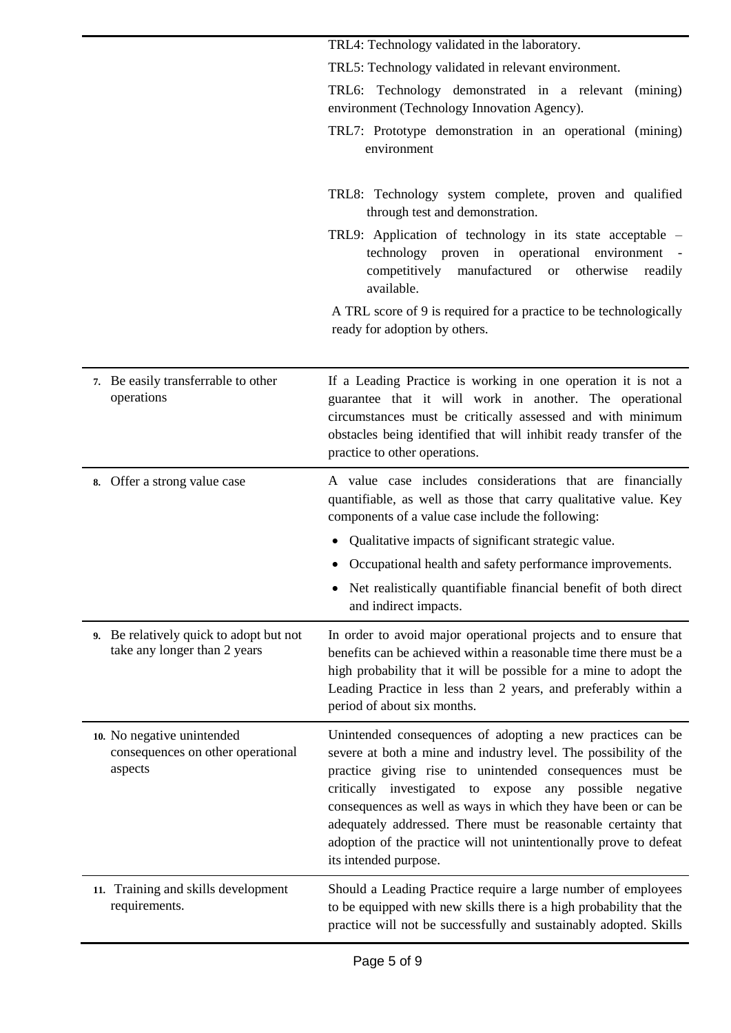| | |
|---|---|
| | TRL4: Technology validated in the laboratory.<br>TRL5: Technology validated in relevant environment.<br>TRL6: Technology demonstrated in a relevant (mining) environment (Technology Innovation Agency).<br>TRL7: Prototype demonstration in an operational (mining) environment<br><br>TRL8: Technology system complete, proven and qualified through test and demonstration.<br>TRL9: Application of technology in its state acceptable – technology proven in operational environment - competitively manufactured or otherwise readily available.<br>A TRL score of 9 is required for a practice to be technologically ready for adoption by others. |
| 7. Be easily transferrable to other operations | If a Leading Practice is working in one operation it is not a guarantee that it will work in another. The operational circumstances must be critically assessed and with minimum obstacles being identified that will inhibit ready transfer of the practice to other operations. |
| 8. Offer a strong value case | A value case includes considerations that are financially quantifiable, as well as those that carry qualitative value. Key components of a value case include the following:<br>• Qualitative impacts of significant strategic value.<br>• Occupational health and safety performance improvements.<br>• Net realistically quantifiable financial benefit of both direct and indirect impacts. |
| 9. Be relatively quick to adopt but not take any longer than 2 years | In order to avoid major operational projects and to ensure that benefits can be achieved within a reasonable time there must be a high probability that it will be possible for a mine to adopt the Leading Practice in less than 2 years, and preferably within a period of about six months. |
| 10. No negative unintended consequences on other operational aspects | Unintended consequences of adopting a new practices can be severe at both a mine and industry level. The possibility of the practice giving rise to unintended consequences must be critically investigated to expose any possible negative consequences as well as ways in which they have been or can be adequately addressed. There must be reasonable certainty that adoption of the practice will not unintentionally prove to defeat its intended purpose. |
| 11. Training and skills development requirements. | Should a Leading Practice require a large number of employees to be equipped with new skills there is a high probability that the practice will not be successfully and sustainably adopted. Skills |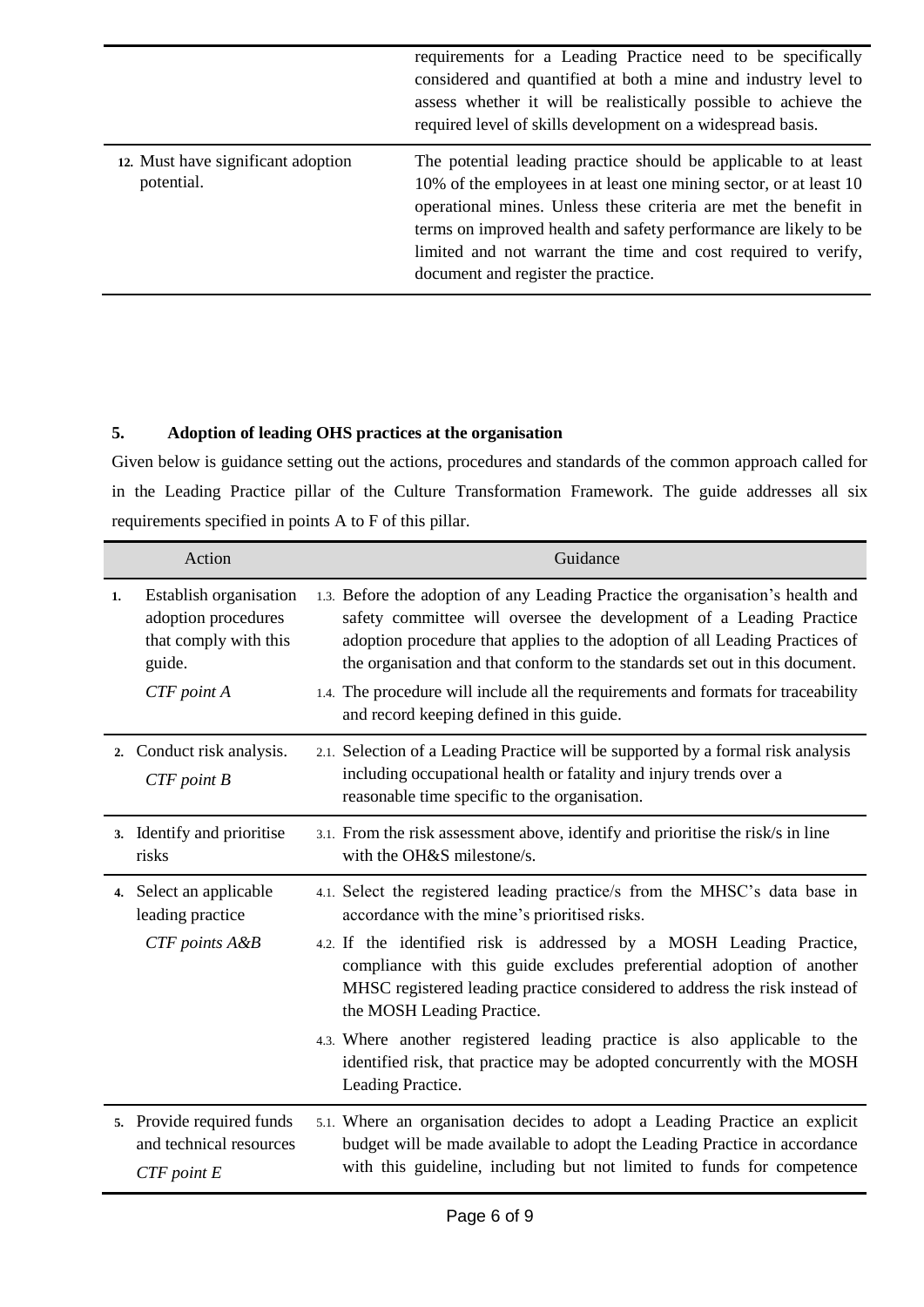| | |
|---|---|
| | requirements for a Leading Practice need to be specifically considered and quantified at both a mine and industry level to assess whether it will be realistically possible to achieve the required level of skills development on a widespread basis. |
| 12. Must have significant adoption potential. | The potential leading practice should be applicable to at least 10% of the employees in at least one mining sector, or at least 10 operational mines. Unless these criteria are met the benefit in terms on improved health and safety performance are likely to be limited and not warrant the time and cost required to verify, document and register the practice. |

## 5. Adoption of leading OHS practices at the organisation

Given below is guidance setting out the actions, procedures and standards of the common approach called for in the Leading Practice pillar of the Culture Transformation Framework. The guide addresses all six requirements specified in points A to F of this pillar.

| Action | Guidance |
|---|---|
| 1. Establish organisation adoption procedures that comply with this guide. *CTF point A* | 1.3. Before the adoption of any Leading Practice the organisation's health and safety committee will oversee the development of a Leading Practice adoption procedure that applies to the adoption of all Leading Practices of the organisation and that conform to the standards set out in this document.<br>1.4. The procedure will include all the requirements and formats for traceability and record keeping defined in this guide. |
| 2. Conduct risk analysis. *CTF point B* | 2.1. Selection of a Leading Practice will be supported by a formal risk analysis including occupational health or fatality and injury trends over a reasonable time specific to the organisation. |
| 3. Identify and prioritise risks | 3.1. From the risk assessment above, identify and prioritise the risk/s in line with the OH&S milestone/s. |
| 4. Select an applicable leading practice *CTF points A&B* | 4.1. Select the registered leading practice/s from the MHSC's data base in accordance with the mine's prioritised risks.<br>4.2. If the identified risk is addressed by a MOSH Leading Practice, compliance with this guide excludes preferential adoption of another MHSC registered leading practice considered to address the risk instead of the MOSH Leading Practice.<br>4.3. Where another registered leading practice is also applicable to the identified risk, that practice may be adopted concurrently with the MOSH Leading Practice. |
| 5. Provide required funds and technical resources *CTF point E* | 5.1. Where an organisation decides to adopt a Leading Practice an explicit budget will be made available to adopt the Leading Practice in accordance with this guideline, including but not limited to funds for competence |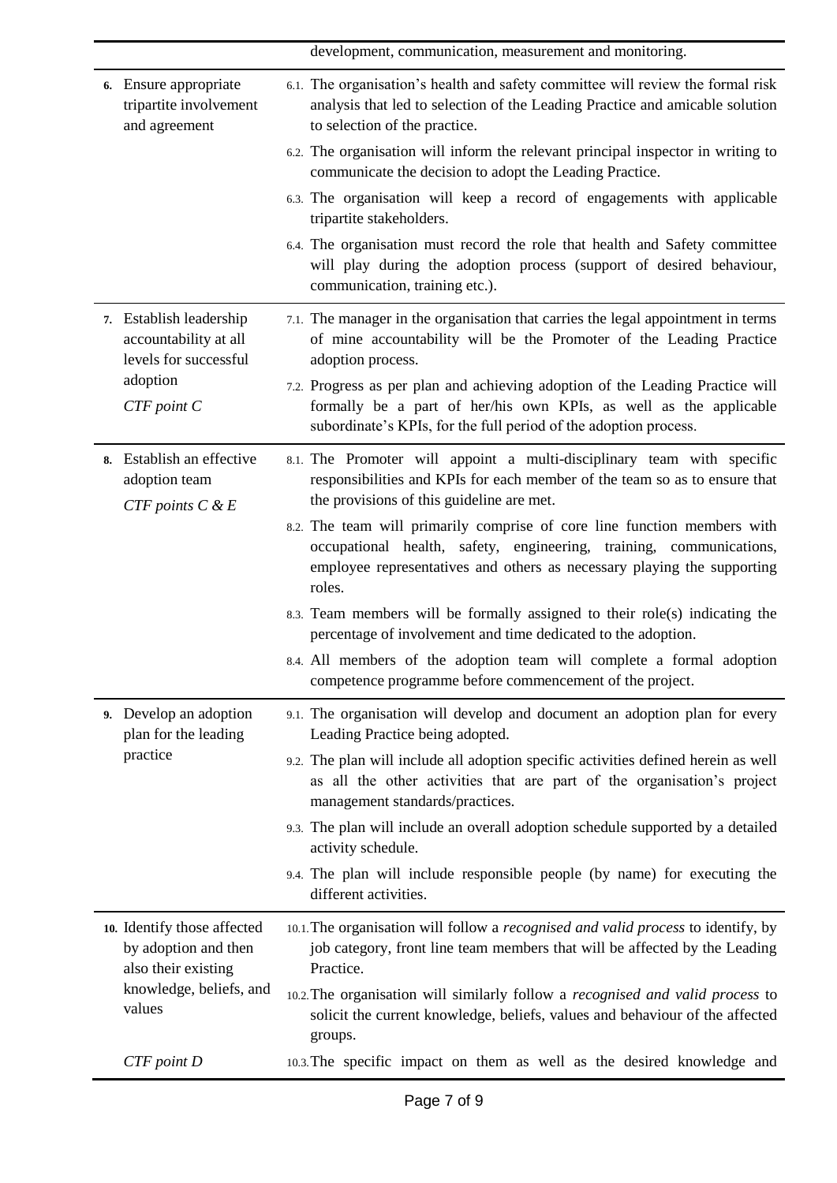| | |
|---|---|
| | development, communication, measurement and monitoring. |
| **6.** Ensure appropriate tripartite involvement and agreement | 6.1. The organisation's health and safety committee will review the formal risk analysis that led to selection of the Leading Practice and amicable solution to selection of the practice.<br>6.2. The organisation will inform the relevant principal inspector in writing to communicate the decision to adopt the Leading Practice.<br>6.3. The organisation will keep a record of engagements with applicable tripartite stakeholders.<br>6.4. The organisation must record the role that health and Safety committee will play during the adoption process (support of desired behaviour, communication, training etc.). |
| **7.** Establish leadership accountability at all levels for successful adoption<br>*CTF point C* | 7.1. The manager in the organisation that carries the legal appointment in terms of mine accountability will be the Promoter of the Leading Practice adoption process.<br>7.2. Progress as per plan and achieving adoption of the Leading Practice will formally be a part of her/his own KPIs, as well as the applicable subordinate's KPIs, for the full period of the adoption process. |
| **8.** Establish an effective adoption team<br>*CTF points C & E* | 8.1. The Promoter will appoint a multi-disciplinary team with specific responsibilities and KPIs for each member of the team so as to ensure that the provisions of this guideline are met.<br>8.2. The team will primarily comprise of core line function members with occupational health, safety, engineering, training, communications, employee representatives and others as necessary playing the supporting roles.<br>8.3. Team members will be formally assigned to their role(s) indicating the percentage of involvement and time dedicated to the adoption.<br>8.4. All members of the adoption team will complete a formal adoption competence programme before commencement of the project. |
| **9.** Develop an adoption plan for the leading practice | 9.1. The organisation will develop and document an adoption plan for every Leading Practice being adopted.<br>9.2. The plan will include all adoption specific activities defined herein as well as all the other activities that are part of the organisation's project management standards/practices.<br>9.3. The plan will include an overall adoption schedule supported by a detailed activity schedule.<br>9.4. The plan will include responsible people (by name) for executing the different activities. |
| **10.** Identify those affected by adoption and then also their existing knowledge, beliefs, and values<br>*CTF point D* | 10.1. The organisation will follow a *recognised and valid process* to identify, by job category, front line team members that will be affected by the Leading Practice.<br>10.2. The organisation will similarly follow a *recognised and valid process* to solicit the current knowledge, beliefs, values and behaviour of the affected groups.<br>10.3. The specific impact on them as well as the desired knowledge and |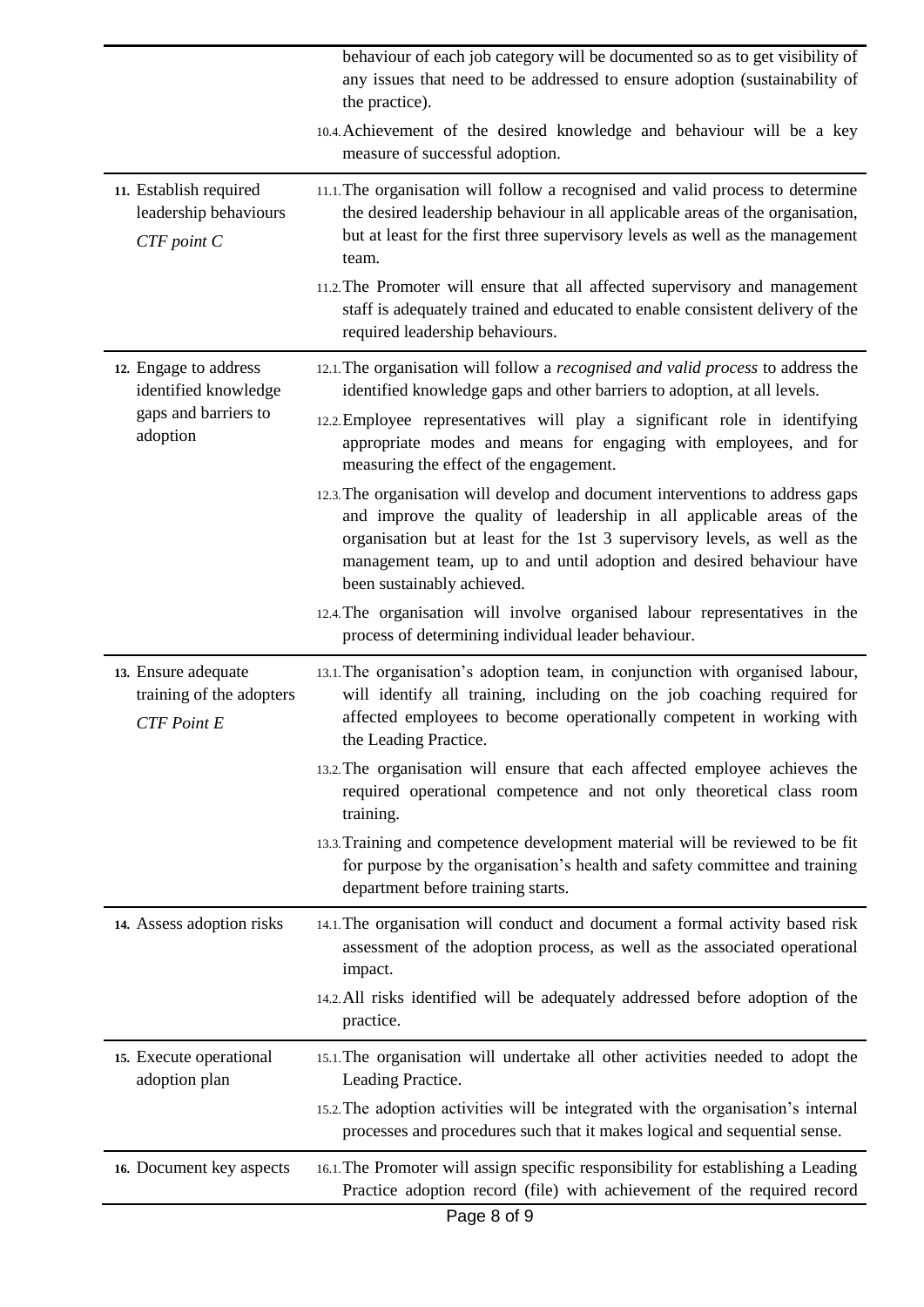| | |
|---|---|
| | behaviour of each job category will be documented so as to get visibility of any issues that need to be addressed to ensure adoption (sustainability of the practice).<br><br>10.4. Achievement of the desired knowledge and behaviour will be a key measure of successful adoption. |
| 11. Establish required leadership behaviours<br><br>*CTF point C* | 11.1. The organisation will follow a recognised and valid process to determine the desired leadership behaviour in all applicable areas of the organisation, but at least for the first three supervisory levels as well as the management team.<br><br>11.2. The Promoter will ensure that all affected supervisory and management staff is adequately trained and educated to enable consistent delivery of the required leadership behaviours. |
| 12. Engage to address identified knowledge gaps and barriers to adoption | 12.1. The organisation will follow a *recognised and valid process* to address the identified knowledge gaps and other barriers to adoption, at all levels.<br><br>12.2. Employee representatives will play a significant role in identifying appropriate modes and means for engaging with employees, and for measuring the effect of the engagement.<br><br>12.3. The organisation will develop and document interventions to address gaps and improve the quality of leadership in all applicable areas of the organisation but at least for the 1st 3 supervisory levels, as well as the management team, up to and until adoption and desired behaviour have been sustainably achieved.<br><br>12.4. The organisation will involve organised labour representatives in the process of determining individual leader behaviour. |
| 13. Ensure adequate training of the adopters<br><br>*CTF Point E* | 13.1. The organisation's adoption team, in conjunction with organised labour, will identify all training, including on the job coaching required for affected employees to become operationally competent in working with the Leading Practice.<br><br>13.2. The organisation will ensure that each affected employee achieves the required operational competence and not only theoretical class room training.<br><br>13.3. Training and competence development material will be reviewed to be fit for purpose by the organisation's health and safety committee and training department before training starts. |
| 14. Assess adoption risks | 14.1. The organisation will conduct and document a formal activity based risk assessment of the adoption process, as well as the associated operational impact.<br><br>14.2. All risks identified will be adequately addressed before adoption of the practice. |
| 15. Execute operational adoption plan | 15.1. The organisation will undertake all other activities needed to adopt the Leading Practice.<br><br>15.2. The adoption activities will be integrated with the organisation's internal processes and procedures such that it makes logical and sequential sense. |
| 16. Document key aspects | 16.1. The Promoter will assign specific responsibility for establishing a Leading Practice adoption record (file) with achievement of the required record |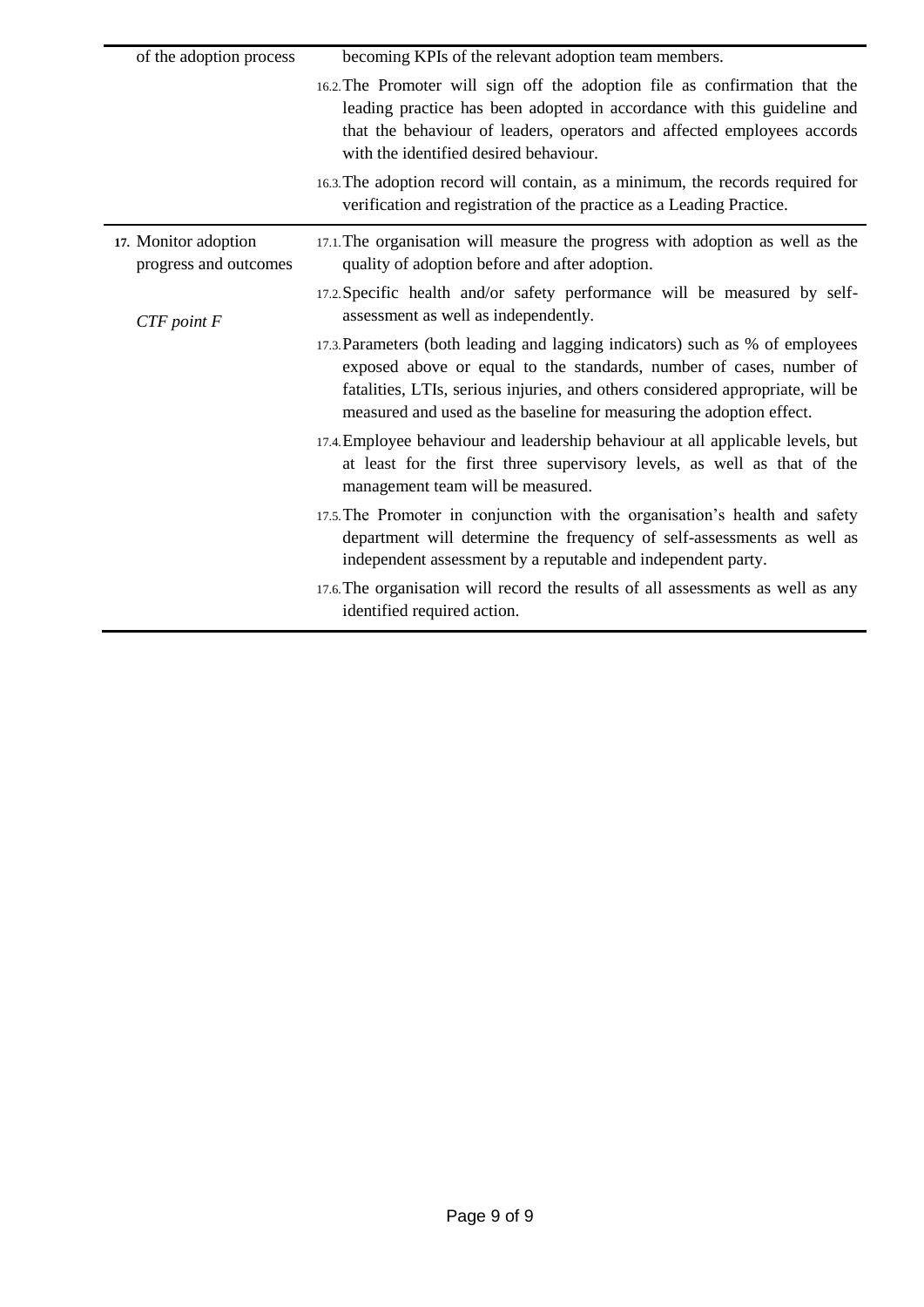| | |
|---|---|
| of the adoption process | becoming KPIs of the relevant adoption team members.<br><br>16.2. The Promoter will sign off the adoption file as confirmation that the leading practice has been adopted in accordance with this guideline and that the behaviour of leaders, operators and affected employees accords with the identified desired behaviour.<br><br>16.3. The adoption record will contain, as a minimum, the records required for verification and registration of the practice as a Leading Practice. |
| **17.** Monitor adoption progress and outcomes<br><br>*CTF point F* | 17.1. The organisation will measure the progress with adoption as well as the quality of adoption before and after adoption.<br><br>17.2. Specific health and/or safety performance will be measured by self-assessment as well as independently.<br><br>17.3. Parameters (both leading and lagging indicators) such as % of employees exposed above or equal to the standards, number of cases, number of fatalities, LTIs, serious injuries, and others considered appropriate, will be measured and used as the baseline for measuring the adoption effect.<br><br>17.4. Employee behaviour and leadership behaviour at all applicable levels, but at least for the first three supervisory levels, as well as that of the management team will be measured.<br><br>17.5. The Promoter in conjunction with the organisation's health and safety department will determine the frequency of self-assessments as well as independent assessment by a reputable and independent party.<br><br>17.6. The organisation will record the results of all assessments as well as any identified required action. |